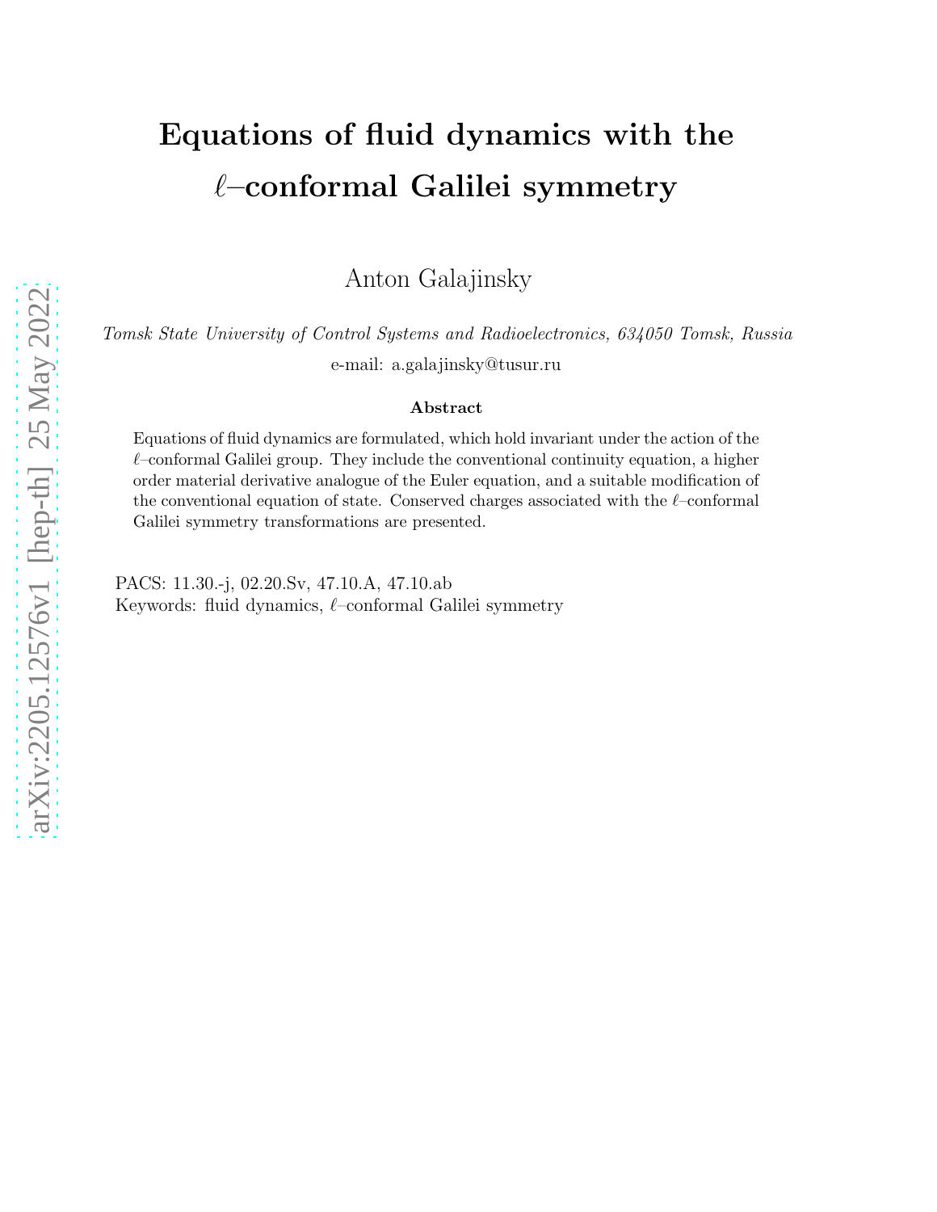# Equations of fluid dynamics with the $\ell$–conformal Galilei symmetry

Anton Galajinsky

*Tomsk State University of Control Systems and Radioelectronics, 634050 Tomsk, Russia*

e-mail: a.galajinsky@tusur.ru

**Abstract**

Equations of fluid dynamics are formulated, which hold invariant under the action of the $\ell$–conformal Galilei group. They include the conventional continuity equation, a higher order material derivative analogue of the Euler equation, and a suitable modification of the conventional equation of state. Conserved charges associated with the $\ell$–conformal Galilei symmetry transformations are presented.

PACS: 11.30.-j, 02.20.Sv, 47.10.A, 47.10.ab

Keywords: fluid dynamics, $\ell$–conformal Galilei symmetry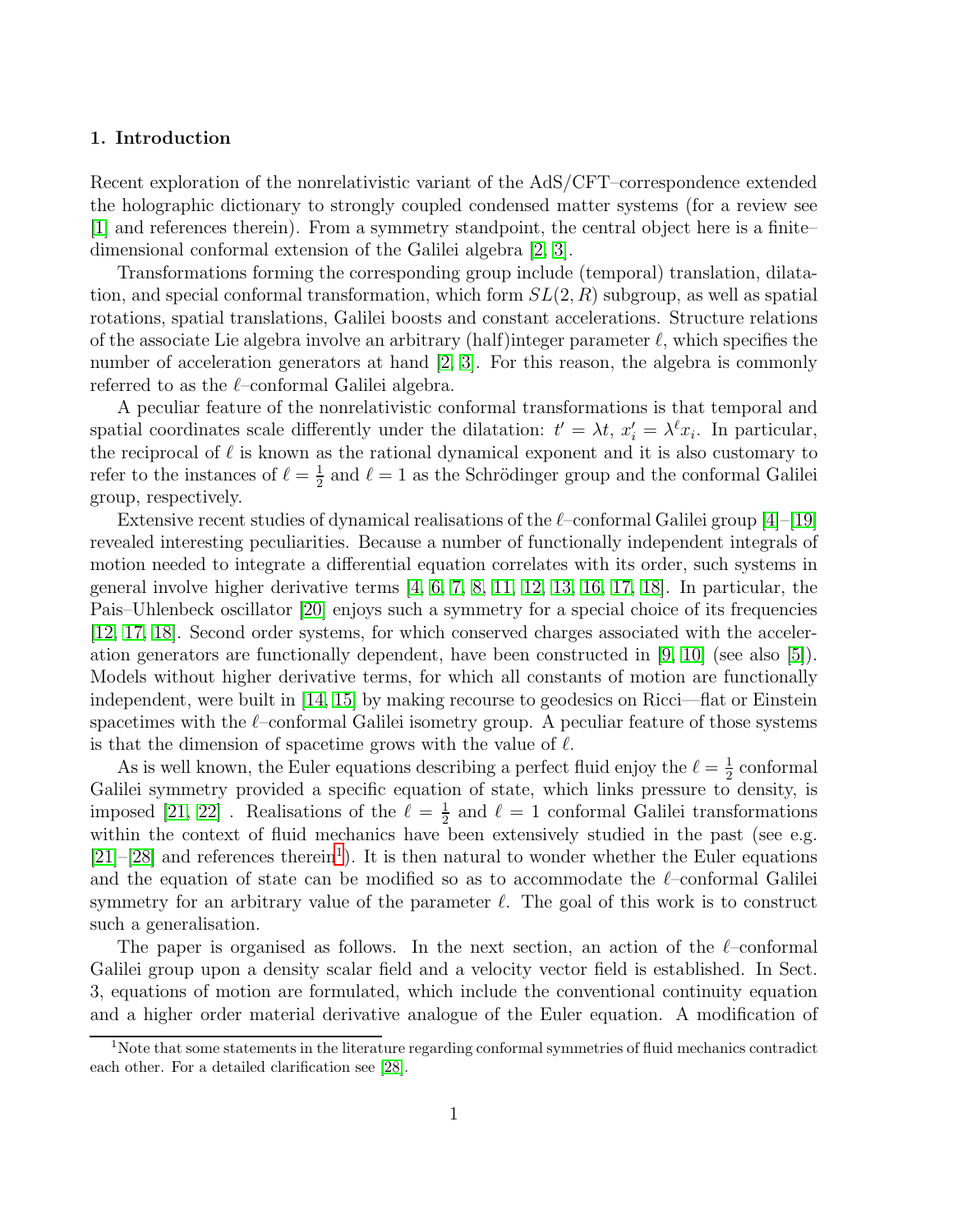## 1. Introduction

Recent exploration of the nonrelativistic variant of the AdS/CFT–correspondence extended the holographic dictionary to strongly coupled condensed matter systems (for a review see [1] and references therein). From a symmetry standpoint, the central object here is a finite–dimensional conformal extension of the Galilei algebra [2, 3].

Transformations forming the corresponding group include (temporal) translation, dilatation, and special conformal transformation, which form $SL(2, R)$ subgroup, as well as spatial rotations, spatial translations, Galilei boosts and constant accelerations. Structure relations of the associate Lie algebra involve an arbitrary (half)integer parameter $\ell$, which specifies the number of acceleration generators at hand [2, 3]. For this reason, the algebra is commonly referred to as the $\ell$–conformal Galilei algebra.

A peculiar feature of the nonrelativistic conformal transformations is that temporal and spatial coordinates scale differently under the dilatation: $t' = \lambda t$, $x'_i = \lambda^\ell x_i$. In particular, the reciprocal of $\ell$ is known as the rational dynamical exponent and it is also customary to refer to the instances of $\ell = \frac{1}{2}$ and $\ell = 1$ as the Schrödinger group and the conformal Galilei group, respectively.

Extensive recent studies of dynamical realisations of the $\ell$–conformal Galilei group [4]–[19] revealed interesting peculiarities. Because a number of functionally independent integrals of motion needed to integrate a differential equation correlates with its order, such systems in general involve higher derivative terms [4, 6, 7, 8, 11, 12, 13, 16, 17, 18]. In particular, the Pais–Uhlenbeck oscillator [20] enjoys such a symmetry for a special choice of its frequencies [12, 17, 18]. Second order systems, for which conserved charges associated with the acceleration generators are functionally dependent, have been constructed in [9, 10] (see also [5]). Models without higher derivative terms, for which all constants of motion are functionally independent, were built in [14, 15] by making recourse to geodesics on Ricci—flat or Einstein spacetimes with the $\ell$–conformal Galilei isometry group. A peculiar feature of those systems is that the dimension of spacetime grows with the value of $\ell$.

As is well known, the Euler equations describing a perfect fluid enjoy the $\ell = \frac{1}{2}$ conformal Galilei symmetry provided a specific equation of state, which links pressure to density, is imposed [21, 22] . Realisations of the $\ell = \frac{1}{2}$ and $\ell = 1$ conformal Galilei transformations within the context of fluid mechanics have been extensively studied in the past (see e.g. [21]–[28] and references therein[1]). It is then natural to wonder whether the Euler equations and the equation of state can be modified so as to accommodate the $\ell$–conformal Galilei symmetry for an arbitrary value of the parameter $\ell$. The goal of this work is to construct such a generalisation.

The paper is organised as follows. In the next section, an action of the $\ell$–conformal Galilei group upon a density scalar field and a velocity vector field is established. In Sect. 3, equations of motion are formulated, which include the conventional continuity equation and a higher order material derivative analogue of the Euler equation. A modification of

[1] Note that some statements in the literature regarding conformal symmetries of fluid mechanics contradict each other. For a detailed clarification see [28].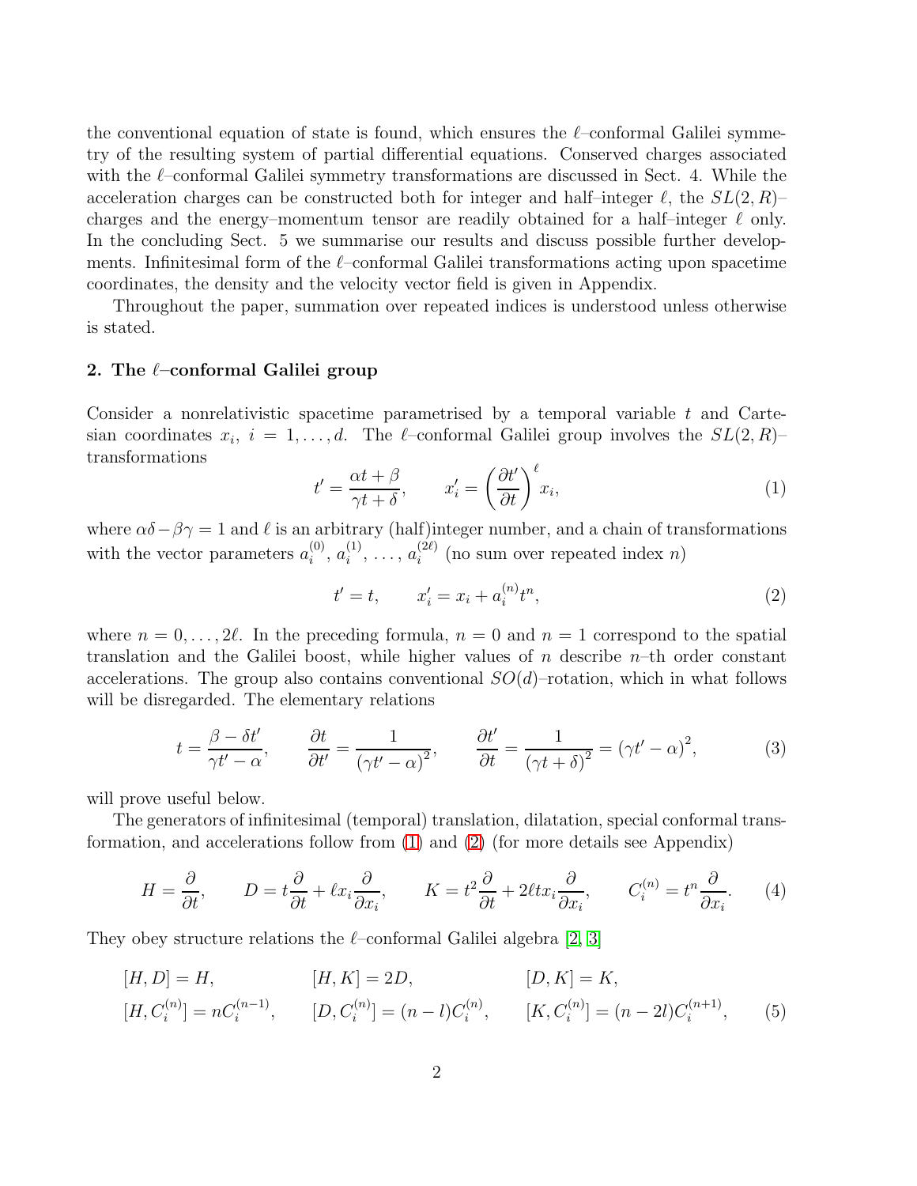the conventional equation of state is found, which ensures the $\ell$–conformal Galilei symmetry of the resulting system of partial differential equations. Conserved charges associated with the $\ell$–conformal Galilei symmetry transformations are discussed in Sect. 4. While the acceleration charges can be constructed both for integer and half–integer $\ell$, the $SL(2,R)$–charges and the energy–momentum tensor are readily obtained for a half–integer $\ell$ only. In the concluding Sect. 5 we summarise our results and discuss possible further developments. Infinitesimal form of the $\ell$–conformal Galilei transformations acting upon spacetime coordinates, the density and the velocity vector field is given in Appendix.

Throughout the paper, summation over repeated indices is understood unless otherwise is stated.

## 2. The $\ell$–conformal Galilei group

Consider a nonrelativistic spacetime parametrised by a temporal variable $t$ and Cartesian coordinates $x_i$, $i = 1, \ldots, d$. The $\ell$–conformal Galilei group involves the $SL(2,R)$–transformations

$$t' = \frac{\alpha t + \beta}{\gamma t + \delta}, \qquad x'_i = \left(\frac{\partial t'}{\partial t}\right)^{\ell} x_i, \tag{1}$$

where $\alpha\delta - \beta\gamma = 1$ and $\ell$ is an arbitrary (half)integer number, and a chain of transformations with the vector parameters $a_i^{(0)}$, $a_i^{(1)}$, $\ldots$, $a_i^{(2\ell)}$ (no sum over repeated index $n$)

$$t' = t, \qquad x'_i = x_i + a_i^{(n)} t^n, \tag{2}$$

where $n = 0, \ldots, 2\ell$. In the preceding formula, $n = 0$ and $n = 1$ correspond to the spatial translation and the Galilei boost, while higher values of $n$ describe $n$–th order constant accelerations. The group also contains conventional $SO(d)$–rotation, which in what follows will be disregarded. The elementary relations

$$t = \frac{\beta - \delta t'}{\gamma t' - \alpha}, \qquad \frac{\partial t}{\partial t'} = \frac{1}{(\gamma t' - \alpha)^2}, \qquad \frac{\partial t'}{\partial t} = \frac{1}{(\gamma t + \delta)^2} = (\gamma t' - \alpha)^2, \tag{3}$$

will prove useful below.

The generators of infinitesimal (temporal) translation, dilatation, special conformal transformation, and accelerations follow from (1) and (2) (for more details see Appendix)

$$H = \frac{\partial}{\partial t}, \qquad D = t\frac{\partial}{\partial t} + \ell x_i \frac{\partial}{\partial x_i}, \qquad K = t^2 \frac{\partial}{\partial t} + 2\ell t x_i \frac{\partial}{\partial x_i}, \qquad C_i^{(n)} = t^n \frac{\partial}{\partial x_i}. \tag{4}$$

They obey structure relations the $\ell$–conformal Galilei algebra [2, 3]

$$\begin{aligned}
&[H, D] = H, && [H, K] = 2D, && [D, K] = K, \\
&[H, C_i^{(n)}] = nC_i^{(n-1)}, && [D, C_i^{(n)}] = (n - l)C_i^{(n)}, && [K, C_i^{(n)}] = (n - 2l)C_i^{(n+1)},
\end{aligned} \tag{5}$$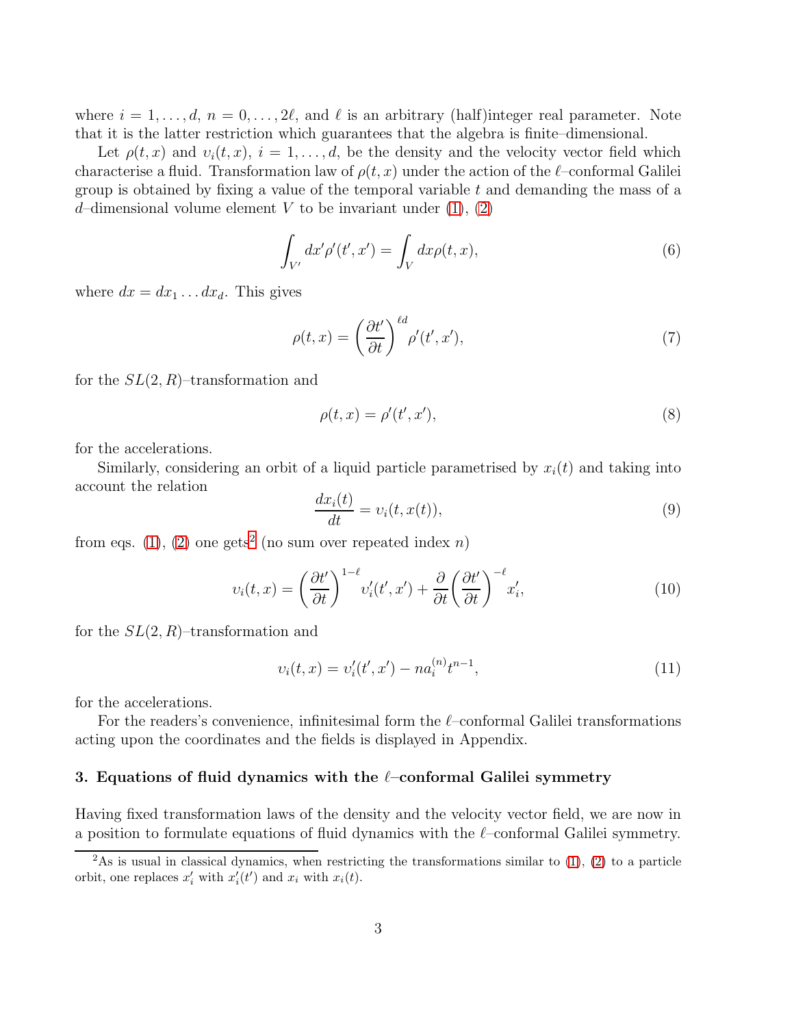where $i = 1, \ldots, d$, $n = 0, \ldots, 2\ell$, and $\ell$ is an arbitrary (half)integer real parameter. Note that it is the latter restriction which guarantees that the algebra is finite–dimensional.

Let $\rho(t, x)$ and $\upsilon_i(t, x)$, $i = 1, \ldots, d$, be the density and the velocity vector field which characterise a fluid. Transformation law of $\rho(t, x)$ under the action of the $\ell$–conformal Galilei group is obtained by fixing a value of the temporal variable $t$ and demanding the mass of a $d$–dimensional volume element $V$ to be invariant under (1), (2)

$$\int_{V'} dx' \rho'(t', x') = \int_{V} dx \rho(t, x), \tag{6}$$

where $dx = dx_1 \ldots dx_d$. This gives

$$\rho(t, x) = \left( \frac{\partial t'}{\partial t} \right)^{\ell d} \rho'(t', x'), \tag{7}$$

for the $SL(2, R)$–transformation and

$$\rho(t, x) = \rho'(t', x'), \tag{8}$$

for the accelerations.

Similarly, considering an orbit of a liquid particle parametrised by $x_i(t)$ and taking into account the relation

$$\frac{dx_i(t)}{dt} = \upsilon_i(t, x(t)), \tag{9}$$

from eqs. (1), (2) one gets[2] (no sum over repeated index $n$)

$$\upsilon_i(t, x) = \left( \frac{\partial t'}{\partial t} \right)^{1-\ell} \upsilon'_i(t', x') + \frac{\partial}{\partial t} \left( \frac{\partial t'}{\partial t} \right)^{-\ell} x'_i, \tag{10}$$

for the $SL(2, R)$–transformation and

$$\upsilon_i(t, x) = \upsilon'_i(t', x') - n a_i^{(n)} t^{n-1}, \tag{11}$$

for the accelerations.

For the readers's convenience, infinitesimal form the $\ell$–conformal Galilei transformations acting upon the coordinates and the fields is displayed in Appendix.

### 3. Equations of fluid dynamics with the $\ell$–conformal Galilei symmetry

Having fixed transformation laws of the density and the velocity vector field, we are now in a position to formulate equations of fluid dynamics with the $\ell$–conformal Galilei symmetry.

[2] As is usual in classical dynamics, when restricting the transformations similar to (1), (2) to a particle orbit, one replaces $x'_i$ with $x'_i(t')$ and $x_i$ with $x_i(t)$.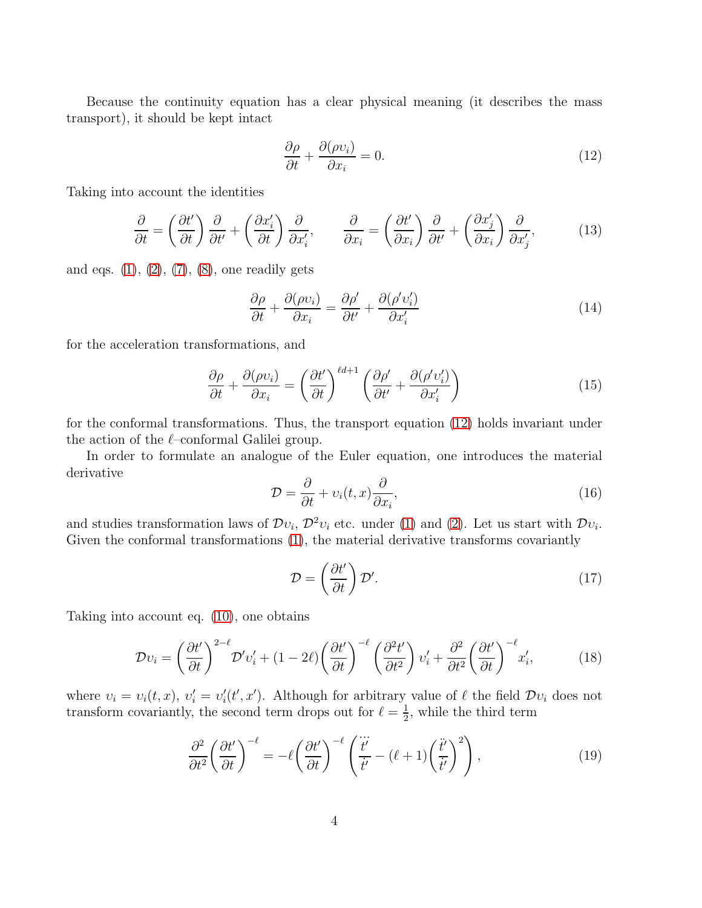Because the continuity equation has a clear physical meaning (it describes the mass transport), it should be kept intact

$$\frac{\partial \rho}{\partial t} + \frac{\partial (\rho \upsilon_i)}{\partial x_i} = 0. \tag{12}$$

Taking into account the identities

$$\frac{\partial}{\partial t} = \left(\frac{\partial t'}{\partial t}\right)\frac{\partial}{\partial t'} + \left(\frac{\partial x'_i}{\partial t}\right)\frac{\partial}{\partial x'_i}, \qquad \frac{\partial}{\partial x_i} = \left(\frac{\partial t'}{\partial x_i}\right)\frac{\partial}{\partial t'} + \left(\frac{\partial x'_j}{\partial x_i}\right)\frac{\partial}{\partial x'_j}, \tag{13}$$

and eqs. (1), (2), (7), (8), one readily gets

$$\frac{\partial \rho}{\partial t} + \frac{\partial (\rho \upsilon_i)}{\partial x_i} = \frac{\partial \rho'}{\partial t'} + \frac{\partial (\rho' \upsilon'_i)}{\partial x'_i} \tag{14}$$

for the acceleration transformations, and

$$\frac{\partial \rho}{\partial t} + \frac{\partial (\rho \upsilon_i)}{\partial x_i} = \left(\frac{\partial t'}{\partial t}\right)^{\ell d+1}\left(\frac{\partial \rho'}{\partial t'} + \frac{\partial (\rho' \upsilon'_i)}{\partial x'_i}\right) \tag{15}$$

for the conformal transformations. Thus, the transport equation (12) holds invariant under the action of the $\ell$–conformal Galilei group.

In order to formulate an analogue of the Euler equation, one introduces the material derivative

$$\mathcal{D} = \frac{\partial}{\partial t} + \upsilon_i(t,x)\frac{\partial}{\partial x_i}, \tag{16}$$

and studies transformation laws of $\mathcal{D}\upsilon_i$, $\mathcal{D}^2\upsilon_i$ etc. under (1) and (2). Let us start with $\mathcal{D}\upsilon_i$. Given the conformal transformations (1), the material derivative transforms covariantly

$$\mathcal{D} = \left(\frac{\partial t'}{\partial t}\right)\mathcal{D}'. \tag{17}$$

Taking into account eq. (10), one obtains

$$\mathcal{D}\upsilon_i = \left(\frac{\partial t'}{\partial t}\right)^{2-\ell}\mathcal{D}'\upsilon'_i + (1-2\ell)\left(\frac{\partial t'}{\partial t}\right)^{-\ell}\left(\frac{\partial^2 t'}{\partial t^2}\right)\upsilon'_i + \frac{\partial^2}{\partial t^2}\left(\frac{\partial t'}{\partial t}\right)^{-\ell}x'_i, \tag{18}$$

where $\upsilon_i = \upsilon_i(t,x)$, $\upsilon'_i = \upsilon'_i(t',x')$. Although for arbitrary value of $\ell$ the field $\mathcal{D}\upsilon_i$ does not transform covariantly, the second term drops out for $\ell = \frac{1}{2}$, while the third term

$$\frac{\partial^2}{\partial t^2}\left(\frac{\partial t'}{\partial t}\right)^{-\ell} = -\ell\left(\frac{\partial t'}{\partial t}\right)^{-\ell}\left(\frac{\dddot{t}'}{\dot{t}'} - (\ell+1)\left(\frac{\ddot{t}'}{\dot{t}'}\right)^2\right), \tag{19}$$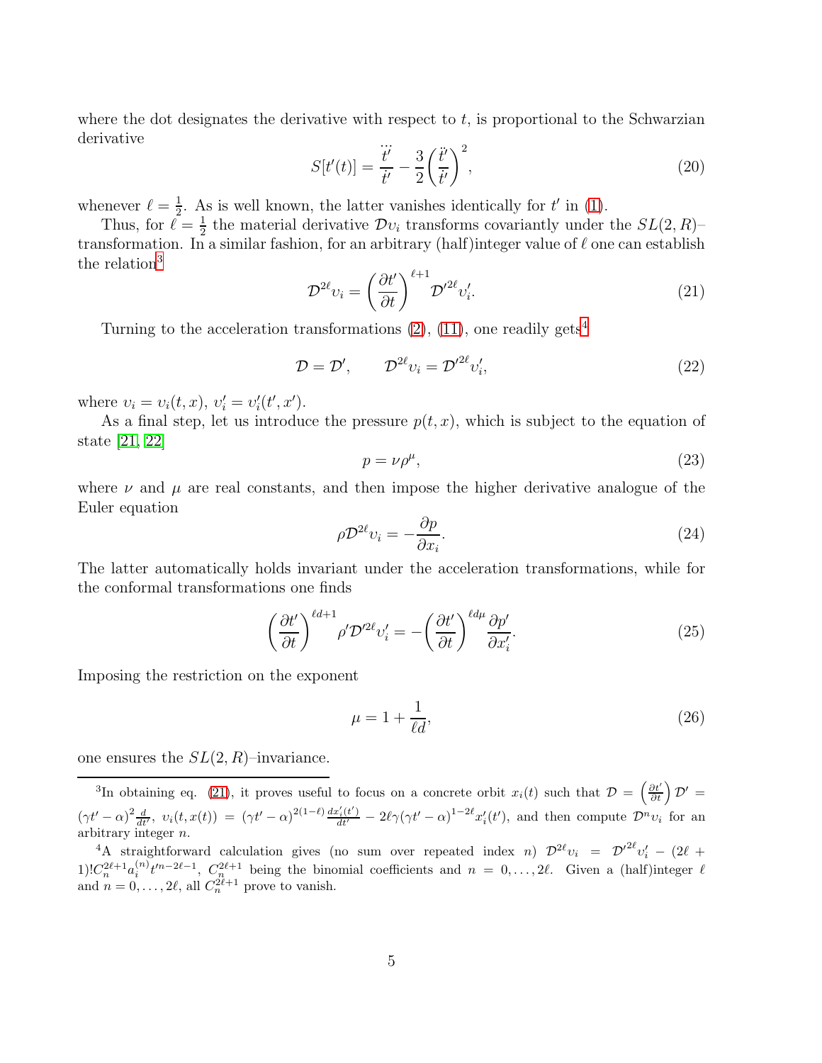where the dot designates the derivative with respect to $t$, is proportional to the Schwarzian derivative

$$S[t'(t)] = \frac{\dddot{t}'}{\dot{t}'} - \frac{3}{2}\left(\frac{\ddot{t}'}{\dot{t}'}\right)^2, \tag{20}$$

whenever $\ell = \frac{1}{2}$. As is well known, the latter vanishes identically for $t'$ in (1).

Thus, for $\ell = \frac{1}{2}$ the material derivative $\mathcal{D}\upsilon_i$ transforms covariantly under the $SL(2,R)$–transformation. In a similar fashion, for an arbitrary (half)integer value of $\ell$ one can establish the relation[3]

$$\mathcal{D}^{2\ell}\upsilon_i = \left(\frac{\partial t'}{\partial t}\right)^{\ell+1} \mathcal{D}'^{2\ell}\upsilon'_i. \tag{21}$$

Turning to the acceleration transformations (2), (11), one readily gets[4]

$$\mathcal{D} = \mathcal{D}', \qquad \mathcal{D}^{2\ell}\upsilon_i = \mathcal{D}'^{2\ell}\upsilon'_i, \tag{22}$$

where $\upsilon_i = \upsilon_i(t,x)$, $\upsilon'_i = \upsilon'_i(t',x')$.

As a final step, let us introduce the pressure $p(t,x)$, which is subject to the equation of state [21, 22]

$$p = \nu\rho^{\mu}, \tag{23}$$

where $\nu$ and $\mu$ are real constants, and then impose the higher derivative analogue of the Euler equation

$$\rho\mathcal{D}^{2\ell}\upsilon_i = -\frac{\partial p}{\partial x_i}. \tag{24}$$

The latter automatically holds invariant under the acceleration transformations, while for the conformal transformations one finds

$$\left(\frac{\partial t'}{\partial t}\right)^{\ell d+1} \rho'\mathcal{D}'^{2\ell}\upsilon'_i = -\left(\frac{\partial t'}{\partial t}\right)^{\ell d\mu} \frac{\partial p'}{\partial x'_i}. \tag{25}$$

Imposing the restriction on the exponent

$$\mu = 1 + \frac{1}{\ell d}, \tag{26}$$

one ensures the $SL(2,R)$–invariance.

---

[3] In obtaining eq. (21), it proves useful to focus on a concrete orbit $x_i(t)$ such that $\mathcal{D} = \left(\frac{\partial t'}{\partial t}\right)\mathcal{D}' = (\gamma t' - \alpha)^2 \frac{d}{dt'}$, $\upsilon_i(t, x(t)) = (\gamma t' - \alpha)^{2(1-\ell)} \frac{dx'_i(t')}{dt'} - 2\ell\gamma(\gamma t' - \alpha)^{1-2\ell} x'_i(t')$, and then compute $\mathcal{D}^n\upsilon_i$ for an arbitrary integer $n$.

[4] A straightforward calculation gives (no sum over repeated index $n$) $\mathcal{D}^{2\ell}\upsilon_i = \mathcal{D}'^{2\ell}\upsilon'_i - (2\ell + 1)! C_n^{2\ell+1} a_i^{(n)} t'^{n-2\ell-1}$, $C_n^{2\ell+1}$ being the binomial coefficients and $n = 0, \dots, 2\ell$. Given a (half)integer $\ell$ and $n = 0, \dots, 2\ell$, all $C_n^{2\ell+1}$ prove to vanish.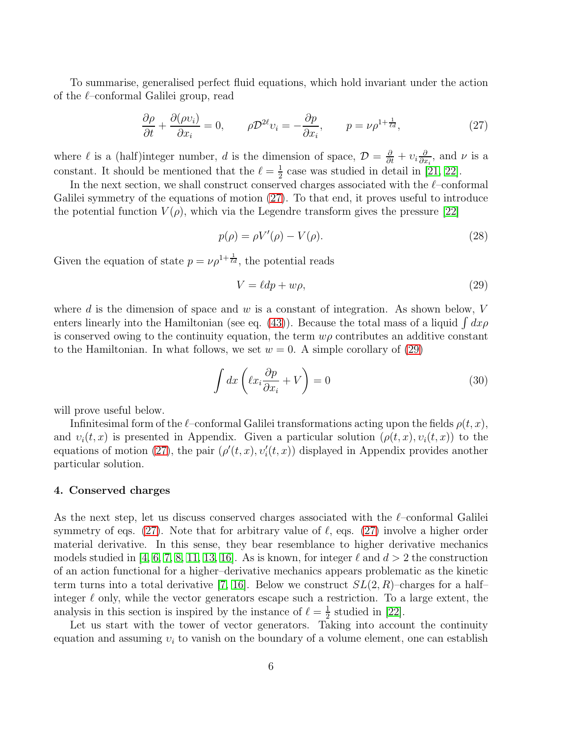To summarise, generalised perfect fluid equations, which hold invariant under the action of the $\ell$–conformal Galilei group, read

$$\frac{\partial \rho}{\partial t} + \frac{\partial(\rho \upsilon_i)}{\partial x_i} = 0, \qquad \rho \mathcal{D}^{2\ell} \upsilon_i = -\frac{\partial p}{\partial x_i}, \qquad p = \nu \rho^{1+\frac{1}{\ell d}}, \tag{27}$$

where $\ell$ is a (half)integer number, $d$ is the dimension of space, $\mathcal{D} = \frac{\partial}{\partial t} + \upsilon_i \frac{\partial}{\partial x_i}$, and $\nu$ is a constant. It should be mentioned that the $\ell = \frac{1}{2}$ case was studied in detail in [21, 22].

In the next section, we shall construct conserved charges associated with the $\ell$–conformal Galilei symmetry of the equations of motion (27). To that end, it proves useful to introduce the potential function $V(\rho)$, which via the Legendre transform gives the pressure [22]

$$p(\rho) = \rho V'(\rho) - V(\rho). \tag{28}$$

Given the equation of state $p = \nu \rho^{1+\frac{1}{\ell d}}$, the potential reads

$$V = \ell d p + w \rho, \tag{29}$$

where $d$ is the dimension of space and $w$ is a constant of integration. As shown below, $V$ enters linearly into the Hamiltonian (see eq. (43)). Because the total mass of a liquid $\int dx \rho$ is conserved owing to the continuity equation, the term $w\rho$ contributes an additive constant to the Hamiltonian. In what follows, we set $w = 0$. A simple corollary of (29)

$$\int dx \left( \ell x_i \frac{\partial p}{\partial x_i} + V \right) = 0 \tag{30}$$

will prove useful below.

Infinitesimal form of the $\ell$–conformal Galilei transformations acting upon the fields $\rho(t,x)$, and $\upsilon_i(t,x)$ is presented in Appendix. Given a particular solution $(\rho(t,x), \upsilon_i(t,x))$ to the equations of motion (27), the pair $(\rho'(t,x), \upsilon'_i(t,x))$ displayed in Appendix provides another particular solution.

## 4. Conserved charges

As the next step, let us discuss conserved charges associated with the $\ell$–conformal Galilei symmetry of eqs. (27). Note that for arbitrary value of $\ell$, eqs. (27) involve a higher order material derivative. In this sense, they bear resemblance to higher derivative mechanics models studied in [4, 6, 7, 8, 11, 13, 16]. As is known, for integer $\ell$ and $d > 2$ the construction of an action functional for a higher–derivative mechanics appears problematic as the kinetic term turns into a total derivative [7, 16]. Below we construct $SL(2,R)$–charges for a half–integer $\ell$ only, while the vector generators escape such a restriction. To a large extent, the analysis in this section is inspired by the instance of $\ell = \frac{1}{2}$ studied in [22].

Let us start with the tower of vector generators. Taking into account the continuity equation and assuming $\upsilon_i$ to vanish on the boundary of a volume element, one can establish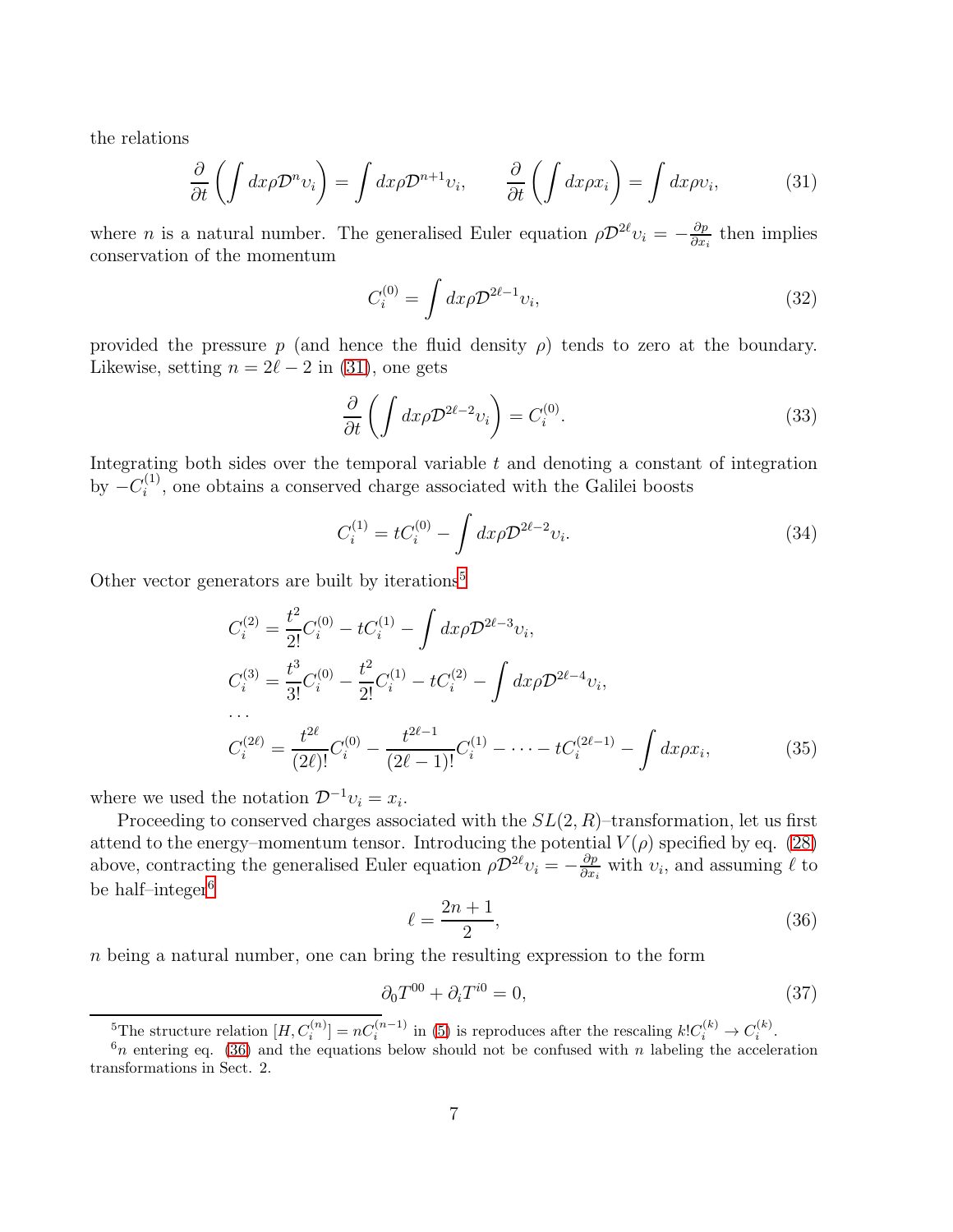the relations

$$\frac{\partial}{\partial t}\left(\int dx \rho \mathcal{D}^n \upsilon_i\right) = \int dx \rho \mathcal{D}^{n+1} \upsilon_i, \qquad \frac{\partial}{\partial t}\left(\int dx \rho x_i\right) = \int dx \rho \upsilon_i, \tag{31}$$

where $n$ is a natural number. The generalised Euler equation $\rho \mathcal{D}^{2\ell} \upsilon_i = -\frac{\partial p}{\partial x_i}$ then implies conservation of the momentum

$$C_i^{(0)} = \int dx \rho \mathcal{D}^{2\ell-1} \upsilon_i, \tag{32}$$

provided the pressure $p$ (and hence the fluid density $\rho$) tends to zero at the boundary. Likewise, setting $n = 2\ell - 2$ in (31), one gets

$$\frac{\partial}{\partial t}\left(\int dx \rho \mathcal{D}^{2\ell-2} \upsilon_i\right) = C_i^{(0)}. \tag{33}$$

Integrating both sides over the temporal variable $t$ and denoting a constant of integration by $-C_i^{(1)}$, one obtains a conserved charge associated with the Galilei boosts

$$C_i^{(1)} = t C_i^{(0)} - \int dx \rho \mathcal{D}^{2\ell-2} \upsilon_i. \tag{34}$$

Other vector generators are built by iterations[5]

$$\begin{aligned}
C_i^{(2)} &= \frac{t^2}{2!} C_i^{(0)} - t C_i^{(1)} - \int dx \rho \mathcal{D}^{2\ell-3} \upsilon_i, \\
C_i^{(3)} &= \frac{t^3}{3!} C_i^{(0)} - \frac{t^2}{2!} C_i^{(1)} - t C_i^{(2)} - \int dx \rho \mathcal{D}^{2\ell-4} \upsilon_i, \\
&\dots \\
C_i^{(2\ell)} &= \frac{t^{2\ell}}{(2\ell)!} C_i^{(0)} - \frac{t^{2\ell-1}}{(2\ell-1)!} C_i^{(1)} - \dots - t C_i^{(2\ell-1)} - \int dx \rho x_i,
\end{aligned} \tag{35}$$

where we used the notation $\mathcal{D}^{-1} \upsilon_i = x_i$.

Proceeding to conserved charges associated with the $SL(2,R)$–transformation, let us first attend to the energy–momentum tensor. Introducing the potential $V(\rho)$ specified by eq. (28) above, contracting the generalised Euler equation $\rho \mathcal{D}^{2\ell} \upsilon_i = -\frac{\partial p}{\partial x_i}$ with $\upsilon_i$, and assuming $\ell$ to be half–integer[6]

$$\ell = \frac{2n+1}{2}, \tag{36}$$

$n$ being a natural number, one can bring the resulting expression to the form

$$\partial_0 T^{00} + \partial_i T^{i0} = 0, \tag{37}$$

[5] The structure relation $[H, C_i^{(n)}] = n C_i^{(n-1)}$ in (5) is reproduces after the rescaling $k! C_i^{(k)} \to C_i^{(k)}$.

[6] $n$ entering eq. (36) and the equations below should not be confused with $n$ labeling the acceleration transformations in Sect. 2.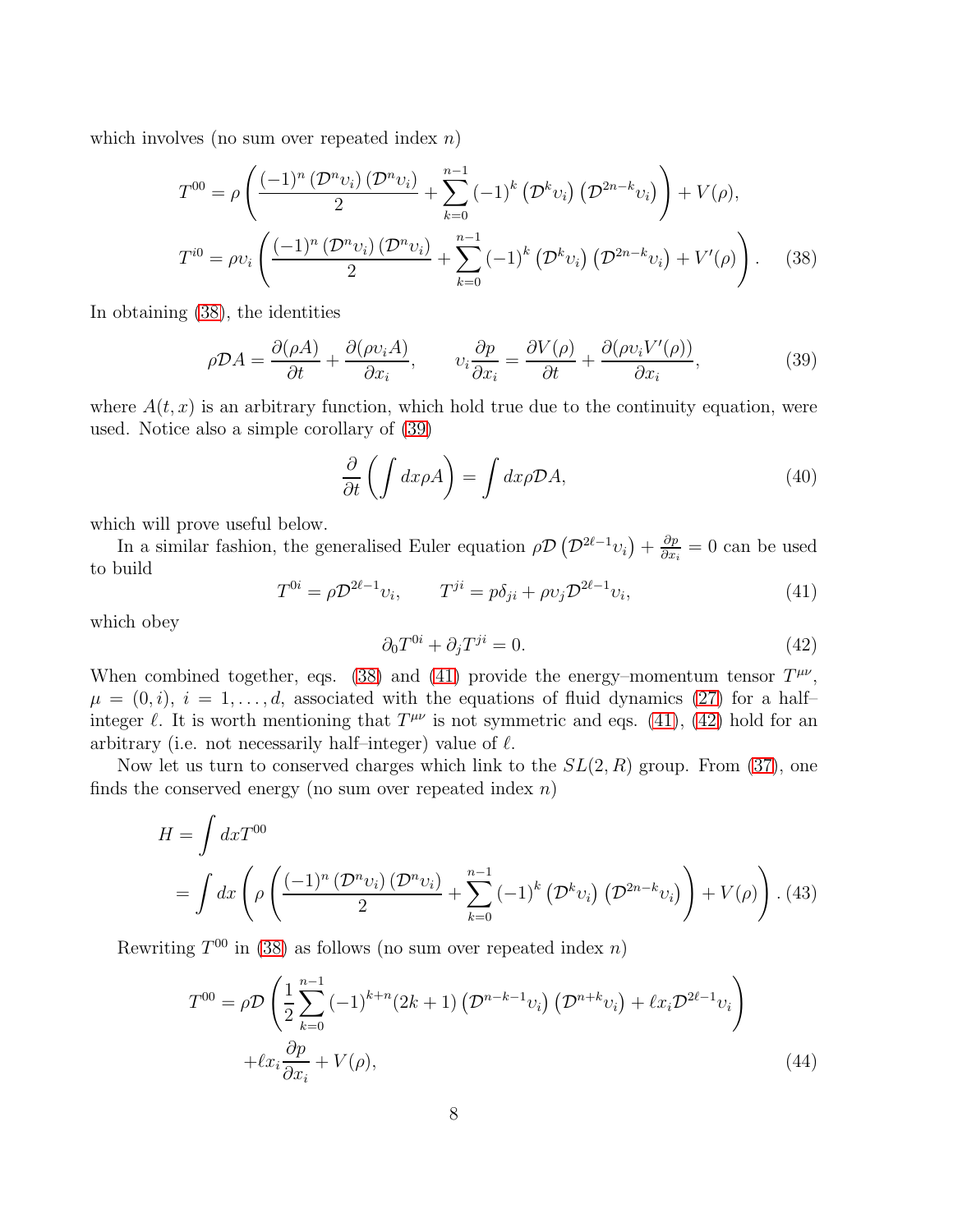which involves (no sum over repeated index $n$)

$$
\begin{aligned}
T^{00} &= \rho \left( \frac{(-1)^n \left(\mathcal{D}^n \upsilon_i\right) \left(\mathcal{D}^n \upsilon_i\right)}{2} + \sum_{k=0}^{n-1} (-1)^k \left(\mathcal{D}^k \upsilon_i\right) \left(\mathcal{D}^{2n-k} \upsilon_i\right) \right) + V(\rho), \\
T^{i0} &= \rho \upsilon_i \left( \frac{(-1)^n \left(\mathcal{D}^n \upsilon_i\right) \left(\mathcal{D}^n \upsilon_i\right)}{2} + \sum_{k=0}^{n-1} (-1)^k \left(\mathcal{D}^k \upsilon_i\right) \left(\mathcal{D}^{2n-k} \upsilon_i\right) + V'(\rho) \right). \qquad (38)
\end{aligned}
$$

In obtaining (38), the identities

$$
\rho \mathcal{D} A = \frac{\partial (\rho A)}{\partial t} + \frac{\partial (\rho \upsilon_i A)}{\partial x_i}, \qquad \upsilon_i \frac{\partial p}{\partial x_i} = \frac{\partial V(\rho)}{\partial t} + \frac{\partial (\rho \upsilon_i V'(\rho))}{\partial x_i}, \tag{39}
$$

where $A(t,x)$ is an arbitrary function, which hold true due to the continuity equation, were used. Notice also a simple corollary of (39)

$$
\frac{\partial}{\partial t} \left( \int dx \rho A \right) = \int dx \rho \mathcal{D} A, \tag{40}
$$

which will prove useful below.

In a similar fashion, the generalised Euler equation $\rho \mathcal{D} \left(\mathcal{D}^{2\ell-1} \upsilon_i\right) + \frac{\partial p}{\partial x_i} = 0$ can be used to build

$$
T^{0i} = \rho \mathcal{D}^{2\ell-1} \upsilon_i, \qquad T^{ji} = p \delta_{ji} + \rho \upsilon_j \mathcal{D}^{2\ell-1} \upsilon_i, \tag{41}
$$

which obey

$$
\partial_0 T^{0i} + \partial_j T^{ji} = 0. \tag{42}
$$

When combined together, eqs. (38) and (41) provide the energy–momentum tensor $T^{\mu\nu}$, $\mu = (0,i)$, $i = 1, \dots, d$, associated with the equations of fluid dynamics (27) for a half–integer $\ell$. It is worth mentioning that $T^{\mu\nu}$ is not symmetric and eqs. (41), (42) hold for an arbitrary (i.e. not necessarily half–integer) value of $\ell$.

Now let us turn to conserved charges which link to the $SL(2,R)$ group. From (37), one finds the conserved energy (no sum over repeated index $n$)

$$
\begin{aligned}
H &= \int dx T^{00} \\
&= \int dx \left( \rho \left( \frac{(-1)^n \left(\mathcal{D}^n \upsilon_i\right) \left(\mathcal{D}^n \upsilon_i\right)}{2} + \sum_{k=0}^{n-1} (-1)^k \left(\mathcal{D}^k \upsilon_i\right) \left(\mathcal{D}^{2n-k} \upsilon_i\right) \right) + V(\rho) \right). \qquad (43)
\end{aligned}
$$

Rewriting $T^{00}$ in (38) as follows (no sum over repeated index $n$)

$$
\begin{aligned}
T^{00} &= \rho \mathcal{D} \left( \frac{1}{2} \sum_{k=0}^{n-1} (-1)^{k+n} (2k+1) \left(\mathcal{D}^{n-k-1} \upsilon_i\right) \left(\mathcal{D}^{n+k} \upsilon_i\right) + \ell x_i \mathcal{D}^{2\ell-1} \upsilon_i \right) \\
&\quad + \ell x_i \frac{\partial p}{\partial x_i} + V(\rho), \qquad (44)
\end{aligned}
$$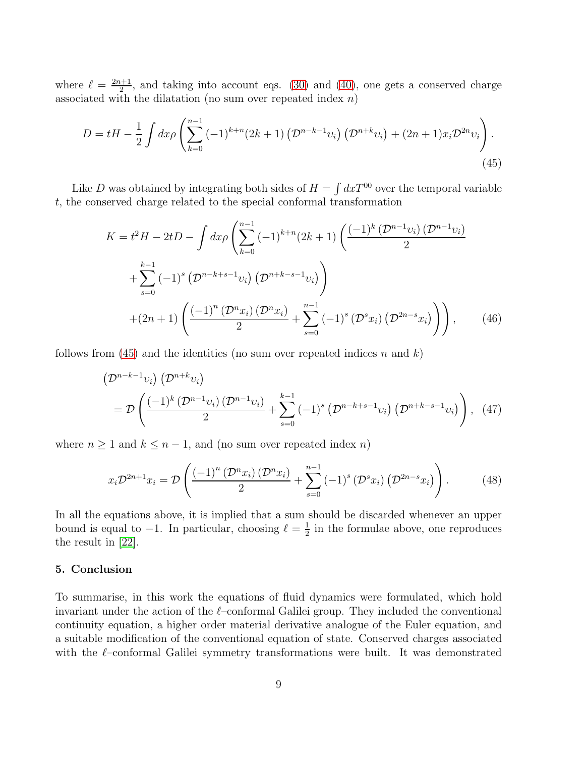where $\ell = \frac{2n+1}{2}$, and taking into account eqs. (30) and (40), one gets a conserved charge associated with the dilatation (no sum over repeated index $n$)

$$
D = tH - \frac{1}{2}\int dx\rho \left( \sum_{k=0}^{n-1} (-1)^{k+n}(2k+1) \left(\mathcal{D}^{n-k-1}\upsilon_i\right) \left(\mathcal{D}^{n+k}\upsilon_i\right) + (2n+1) x_i \mathcal{D}^{2n}\upsilon_i \right). \tag{45}
$$

Like $D$ was obtained by integrating both sides of $H = \int dx T^{00}$ over the temporal variable $t$, the conserved charge related to the special conformal transformation

$$
\begin{aligned}
K = t^2 H - 2tD - \int dx\rho \Bigg( & \sum_{k=0}^{n-1} (-1)^{k+n}(2k+1) \left( \frac{(-1)^k \left(\mathcal{D}^{n-1}\upsilon_i\right)\left(\mathcal{D}^{n-1}\upsilon_i\right)}{2} \right. \\
& \left. + \sum_{s=0}^{k-1} (-1)^s \left(\mathcal{D}^{n-k+s-1}\upsilon_i\right)\left(\mathcal{D}^{n+k-s-1}\upsilon_i\right) \right) \\
& + (2n+1) \left( \frac{(-1)^n \left(\mathcal{D}^n x_i\right)\left(\mathcal{D}^n x_i\right)}{2} + \sum_{s=0}^{n-1} (-1)^s \left(\mathcal{D}^s x_i\right)\left(\mathcal{D}^{2n-s} x_i\right) \right) \Bigg),
\end{aligned} \tag{46}
$$

follows from (45) and the identities (no sum over repeated indices $n$ and $k$)

$$
\begin{aligned}
& \left(\mathcal{D}^{n-k-1}\upsilon_i\right)\left(\mathcal{D}^{n+k}\upsilon_i\right) \\
& \quad = \mathcal{D}\left( \frac{(-1)^k \left(\mathcal{D}^{n-1}\upsilon_i\right)\left(\mathcal{D}^{n-1}\upsilon_i\right)}{2} + \sum_{s=0}^{k-1} (-1)^s \left(\mathcal{D}^{n-k+s-1}\upsilon_i\right)\left(\mathcal{D}^{n+k-s-1}\upsilon_i\right) \right),
\end{aligned} \tag{47}
$$

where $n \geq 1$ and $k \leq n-1$, and (no sum over repeated index $n$)

$$
x_i \mathcal{D}^{2n+1} x_i = \mathcal{D}\left( \frac{(-1)^n \left(\mathcal{D}^n x_i\right)\left(\mathcal{D}^n x_i\right)}{2} + \sum_{s=0}^{n-1} (-1)^s \left(\mathcal{D}^s x_i\right)\left(\mathcal{D}^{2n-s} x_i\right) \right). \tag{48}
$$

In all the equations above, it is implied that a sum should be discarded whenever an upper bound is equal to $-1$. In particular, choosing $\ell = \frac{1}{2}$ in the formulae above, one reproduces the result in [22].

## 5. Conclusion

To summarise, in this work the equations of fluid dynamics were formulated, which hold invariant under the action of the $\ell$–conformal Galilei group. They included the conventional continuity equation, a higher order material derivative analogue of the Euler equation, and a suitable modification of the conventional equation of state. Conserved charges associated with the $\ell$–conformal Galilei symmetry transformations were built. It was demonstrated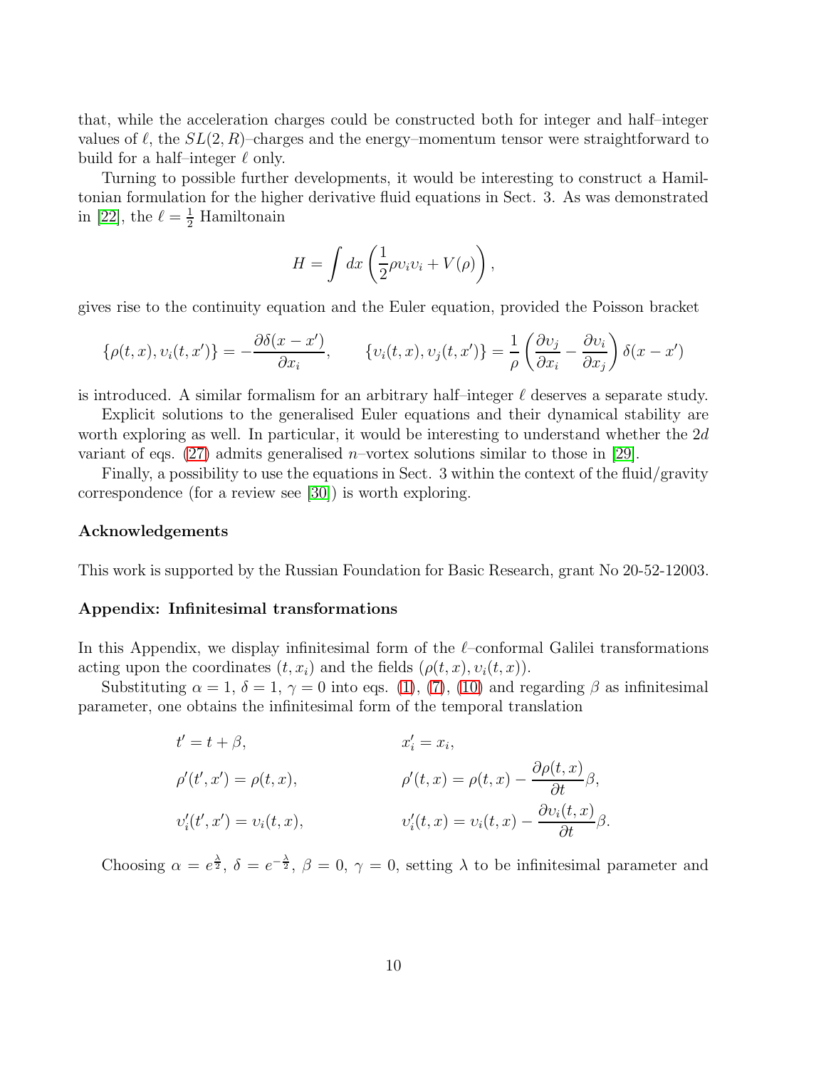that, while the acceleration charges could be constructed both for integer and half–integer values of $\ell$, the $SL(2,R)$–charges and the energy–momentum tensor were straightforward to build for a half–integer $\ell$ only.

Turning to possible further developments, it would be interesting to construct a Hamiltonian formulation for the higher derivative fluid equations in Sect. 3. As was demonstrated in [22], the $\ell = \frac{1}{2}$ Hamiltonain

$$H = \int dx \left( \frac{1}{2} \rho \upsilon_i \upsilon_i + V(\rho) \right),$$

gives rise to the continuity equation and the Euler equation, provided the Poisson bracket

$$\{\rho(t,x), \upsilon_i(t,x')\} = -\frac{\partial \delta(x-x')}{\partial x_i}, \qquad \{\upsilon_i(t,x), \upsilon_j(t,x')\} = \frac{1}{\rho} \left( \frac{\partial \upsilon_j}{\partial x_i} - \frac{\partial \upsilon_i}{\partial x_j} \right) \delta(x-x')$$

is introduced. A similar formalism for an arbitrary half–integer $\ell$ deserves a separate study.

Explicit solutions to the generalised Euler equations and their dynamical stability are worth exploring as well. In particular, it would be interesting to understand whether the $2d$ variant of eqs. (27) admits generalised $n$–vortex solutions similar to those in [29].

Finally, a possibility to use the equations in Sect. 3 within the context of the fluid/gravity correspondence (for a review see [30]) is worth exploring.

### Acknowledgements

This work is supported by the Russian Foundation for Basic Research, grant No 20-52-12003.

### Appendix: Infinitesimal transformations

In this Appendix, we display infinitesimal form of the $\ell$–conformal Galilei transformations acting upon the coordinates $(t, x_i)$ and the fields $(\rho(t,x), \upsilon_i(t,x))$.

Substituting $\alpha = 1$, $\delta = 1$, $\gamma = 0$ into eqs. (1), (7), (10) and regarding $\beta$ as infinitesimal parameter, one obtains the infinitesimal form of the temporal translation

$$\begin{aligned}
& t' = t + \beta, && x'_i = x_i, \\
& \rho'(t',x') = \rho(t,x), && \rho'(t,x) = \rho(t,x) - \frac{\partial \rho(t,x)}{\partial t} \beta, \\
& \upsilon'_i(t',x') = \upsilon_i(t,x), && \upsilon'_i(t,x) = \upsilon_i(t,x) - \frac{\partial \upsilon_i(t,x)}{\partial t} \beta.
\end{aligned}$$

Choosing $\alpha = e^{\frac{\lambda}{2}}$, $\delta = e^{-\frac{\lambda}{2}}$, $\beta = 0$, $\gamma = 0$, setting $\lambda$ to be infinitesimal parameter and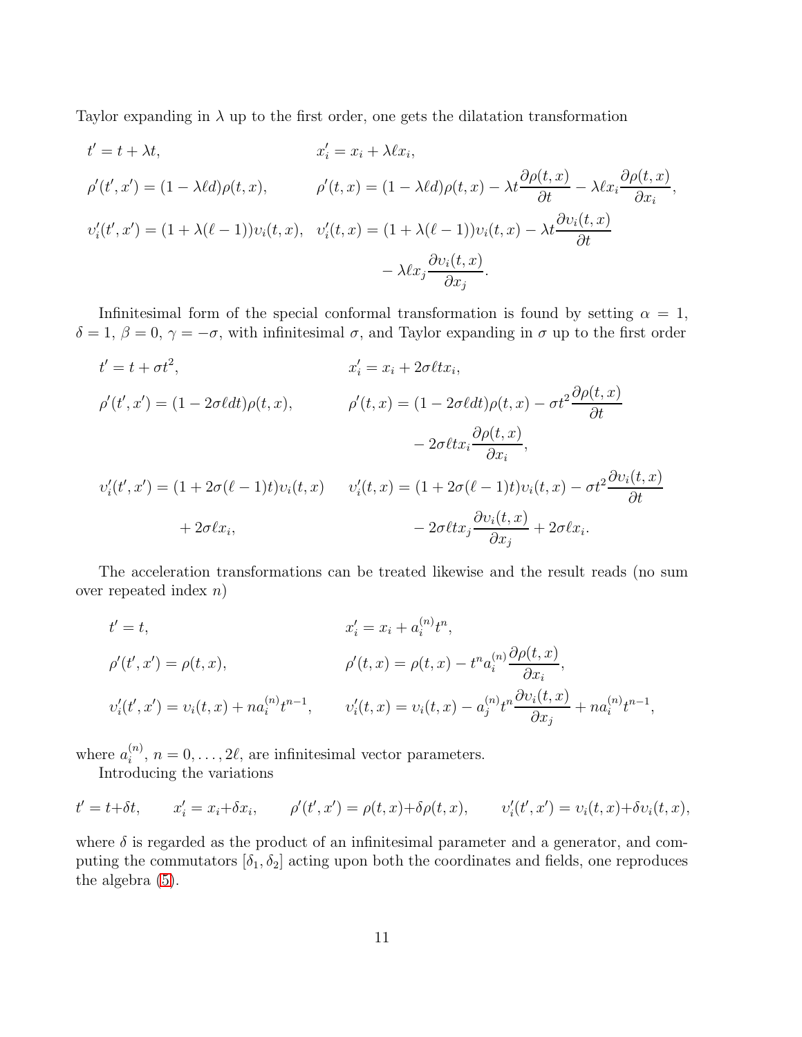Taylor expanding in $\lambda$ up to the first order, one gets the dilatation transformation

$$
\begin{aligned}
& t' = t + \lambda t, && x'_i = x_i + \lambda \ell x_i, \\
& \rho'(t', x') = (1 - \lambda \ell d)\rho(t, x), && \rho'(t, x) = (1 - \lambda \ell d)\rho(t, x) - \lambda t \frac{\partial \rho(t, x)}{\partial t} - \lambda \ell x_i \frac{\partial \rho(t, x)}{\partial x_i}, \\
& \upsilon'_i(t', x') = (1 + \lambda(\ell - 1))\upsilon_i(t, x), && \upsilon'_i(t, x) = (1 + \lambda(\ell - 1))\upsilon_i(t, x) - \lambda t \frac{\partial \upsilon_i(t, x)}{\partial t} \\
& && \qquad - \lambda \ell x_j \frac{\partial \upsilon_i(t, x)}{\partial x_j}.
\end{aligned}
$$

Infinitesimal form of the special conformal transformation is found by setting $\alpha = 1$, $\delta = 1$, $\beta = 0$, $\gamma = -\sigma$, with infinitesimal $\sigma$, and Taylor expanding in $\sigma$ up to the first order

$$
\begin{aligned}
& t' = t + \sigma t^2, && x'_i = x_i + 2\sigma \ell t x_i, \\
& \rho'(t', x') = (1 - 2\sigma \ell d t)\rho(t, x), && \rho'(t, x) = (1 - 2\sigma \ell d t)\rho(t, x) - \sigma t^2 \frac{\partial \rho(t, x)}{\partial t} \\
& && \qquad - 2\sigma \ell t x_i \frac{\partial \rho(t, x)}{\partial x_i}, \\
& \upsilon'_i(t', x') = (1 + 2\sigma(\ell - 1)t)\upsilon_i(t, x) && \upsilon'_i(t, x) = (1 + 2\sigma(\ell - 1)t)\upsilon_i(t, x) - \sigma t^2 \frac{\partial \upsilon_i(t, x)}{\partial t} \\
& \qquad + 2\sigma \ell x_i, && \qquad - 2\sigma \ell t x_j \frac{\partial \upsilon_i(t, x)}{\partial x_j} + 2\sigma \ell x_i.
\end{aligned}
$$

The acceleration transformations can be treated likewise and the result reads (no sum over repeated index $n$)

$$
\begin{aligned}
& t' = t, && x'_i = x_i + a_i^{(n)} t^n, \\
& \rho'(t', x') = \rho(t, x), && \rho'(t, x) = \rho(t, x) - t^n a_i^{(n)} \frac{\partial \rho(t, x)}{\partial x_i}, \\
& \upsilon'_i(t', x') = \upsilon_i(t, x) + n a_i^{(n)} t^{n-1}, && \upsilon'_i(t, x) = \upsilon_i(t, x) - a_j^{(n)} t^n \frac{\partial \upsilon_i(t, x)}{\partial x_j} + n a_i^{(n)} t^{n-1},
\end{aligned}
$$

where $a_i^{(n)}$, $n = 0, \ldots, 2\ell$, are infinitesimal vector parameters.

Introducing the variations

$$
t' = t + \delta t, \qquad x'_i = x_i + \delta x_i, \qquad \rho'(t', x') = \rho(t, x) + \delta\rho(t, x), \qquad \upsilon'_i(t', x') = \upsilon_i(t, x) + \delta\upsilon_i(t, x),
$$

where $\delta$ is regarded as the product of an infinitesimal parameter and a generator, and computing the commutators $[\delta_1, \delta_2]$ acting upon both the coordinates and fields, one reproduces the algebra (5).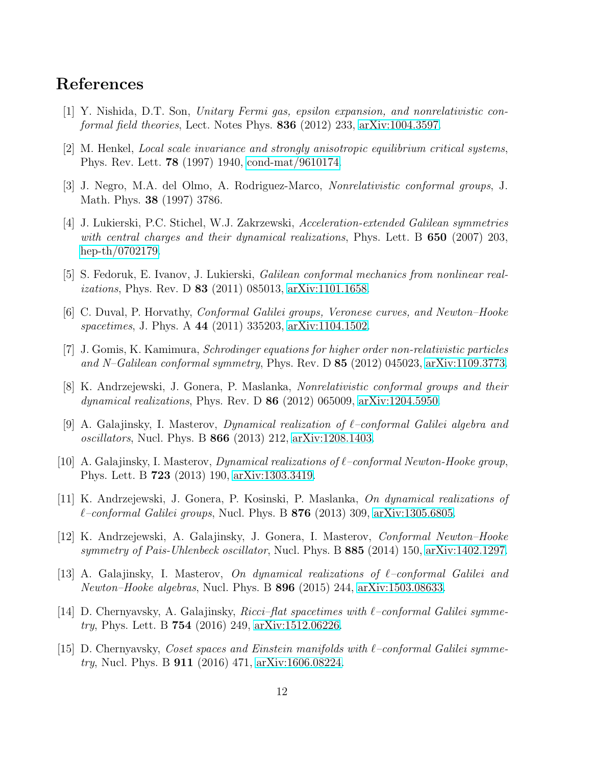## References

[1] Y. Nishida, D.T. Son, *Unitary Fermi gas, epsilon expansion, and nonrelativistic conformal field theories*, Lect. Notes Phys. **836** (2012) 233, arXiv:1004.3597.

[2] M. Henkel, *Local scale invariance and strongly anisotropic equilibrium critical systems*, Phys. Rev. Lett. **78** (1997) 1940, cond-mat/9610174.

[3] J. Negro, M.A. del Olmo, A. Rodriguez-Marco, *Nonrelativistic conformal groups*, J. Math. Phys. **38** (1997) 3786.

[4] J. Lukierski, P.C. Stichel, W.J. Zakrzewski, *Acceleration-extended Galilean symmetries with central charges and their dynamical realizations*, Phys. Lett. B **650** (2007) 203, hep-th/0702179.

[5] S. Fedoruk, E. Ivanov, J. Lukierski, *Galilean conformal mechanics from nonlinear realizations*, Phys. Rev. D **83** (2011) 085013, arXiv:1101.1658.

[6] C. Duval, P. Horvathy, *Conformal Galilei groups, Veronese curves, and Newton–Hooke spacetimes*, J. Phys. A **44** (2011) 335203, arXiv:1104.1502.

[7] J. Gomis, K. Kamimura, *Schrodinger equations for higher order non-relativistic particles and N–Galilean conformal symmetry*, Phys. Rev. D **85** (2012) 045023, arXiv:1109.3773.

[8] K. Andrzejewski, J. Gonera, P. Maslanka, *Nonrelativistic conformal groups and their dynamical realizations*, Phys. Rev. D **86** (2012) 065009, arXiv:1204.5950.

[9] A. Galajinsky, I. Masterov, *Dynamical realization of $\ell$–conformal Galilei algebra and oscillators*, Nucl. Phys. B **866** (2013) 212, arXiv:1208.1403.

[10] A. Galajinsky, I. Masterov, *Dynamical realizations of $\ell$–conformal Newton-Hooke group*, Phys. Lett. B **723** (2013) 190, arXiv:1303.3419.

[11] K. Andrzejewski, J. Gonera, P. Kosinski, P. Maslanka, *On dynamical realizations of $\ell$–conformal Galilei groups*, Nucl. Phys. B **876** (2013) 309, arXiv:1305.6805.

[12] K. Andrzejewski, A. Galajinsky, J. Gonera, I. Masterov, *Conformal Newton–Hooke symmetry of Pais-Uhlenbeck oscillator*, Nucl. Phys. B **885** (2014) 150, arXiv:1402.1297.

[13] A. Galajinsky, I. Masterov, *On dynamical realizations of $\ell$–conformal Galilei and Newton–Hooke algebras*, Nucl. Phys. B **896** (2015) 244, arXiv:1503.08633.

[14] D. Chernyavsky, A. Galajinsky, *Ricci–flat spacetimes with $\ell$–conformal Galilei symmetry*, Phys. Lett. B **754** (2016) 249, arXiv:1512.06226.

[15] D. Chernyavsky, *Coset spaces and Einstein manifolds with $\ell$–conformal Galilei symmetry*, Nucl. Phys. B **911** (2016) 471, arXiv:1606.08224.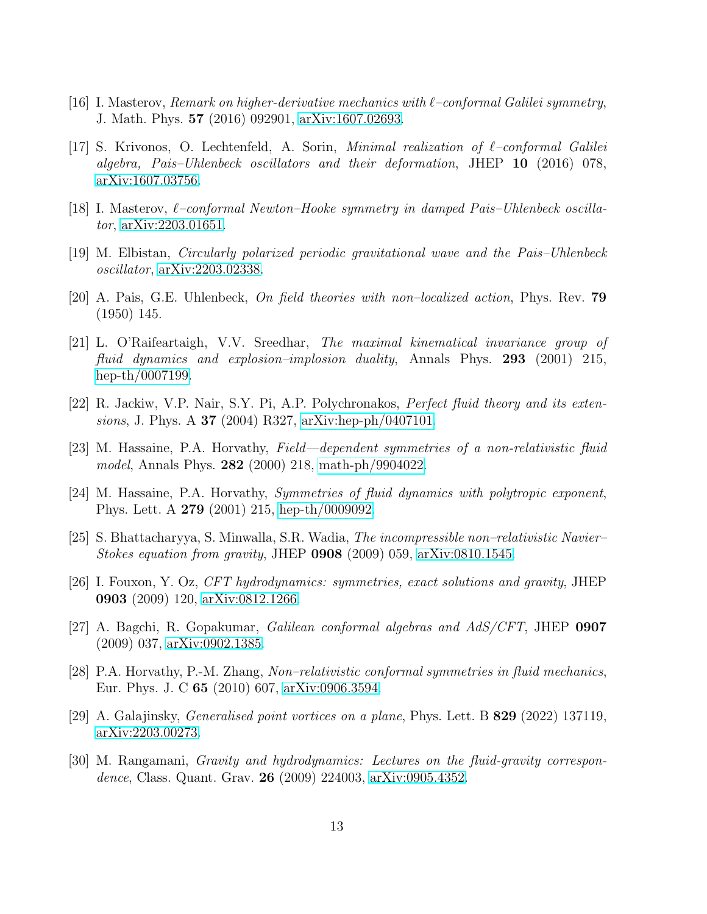[16] I. Masterov, *Remark on higher-derivative mechanics with $\ell$–conformal Galilei symmetry*, J. Math. Phys. **57** (2016) 092901, arXiv:1607.02693.

[17] S. Krivonos, O. Lechtenfeld, A. Sorin, *Minimal realization of $\ell$–conformal Galilei algebra, Pais–Uhlenbeck oscillators and their deformation*, JHEP **10** (2016) 078, arXiv:1607.03756.

[18] I. Masterov, *$\ell$–conformal Newton–Hooke symmetry in damped Pais–Uhlenbeck oscillator*, arXiv:2203.01651.

[19] M. Elbistan, *Circularly polarized periodic gravitational wave and the Pais–Uhlenbeck oscillator*, arXiv:2203.02338.

[20] A. Pais, G.E. Uhlenbeck, *On field theories with non–localized action*, Phys. Rev. **79** (1950) 145.

[21] L. O'Raifeartaigh, V.V. Sreedhar, *The maximal kinematical invariance group of fluid dynamics and explosion–implosion duality*, Annals Phys. **293** (2001) 215, hep-th/0007199.

[22] R. Jackiw, V.P. Nair, S.Y. Pi, A.P. Polychronakos, *Perfect fluid theory and its extensions*, J. Phys. A **37** (2004) R327, arXiv:hep-ph/0407101.

[23] M. Hassaine, P.A. Horvathy, *Field—dependent symmetries of a non-relativistic fluid model*, Annals Phys. **282** (2000) 218, math-ph/9904022.

[24] M. Hassaine, P.A. Horvathy, *Symmetries of fluid dynamics with polytropic exponent*, Phys. Lett. A **279** (2001) 215, hep-th/0009092.

[25] S. Bhattacharyya, S. Minwalla, S.R. Wadia, *The incompressible non–relativistic Navier–Stokes equation from gravity*, JHEP **0908** (2009) 059, arXiv:0810.1545.

[26] I. Fouxon, Y. Oz, *CFT hydrodynamics: symmetries, exact solutions and gravity*, JHEP **0903** (2009) 120, arXiv:0812.1266.

[27] A. Bagchi, R. Gopakumar, *Galilean conformal algebras and AdS/CFT*, JHEP **0907** (2009) 037, arXiv:0902.1385.

[28] P.A. Horvathy, P.-M. Zhang, *Non–relativistic conformal symmetries in fluid mechanics*, Eur. Phys. J. C **65** (2010) 607, arXiv:0906.3594.

[29] A. Galajinsky, *Generalised point vortices on a plane*, Phys. Lett. B **829** (2022) 137119, arXiv:2203.00273.

[30] M. Rangamani, *Gravity and hydrodynamics: Lectures on the fluid-gravity correspondence*, Class. Quant. Grav. **26** (2009) 224003, arXiv:0905.4352.